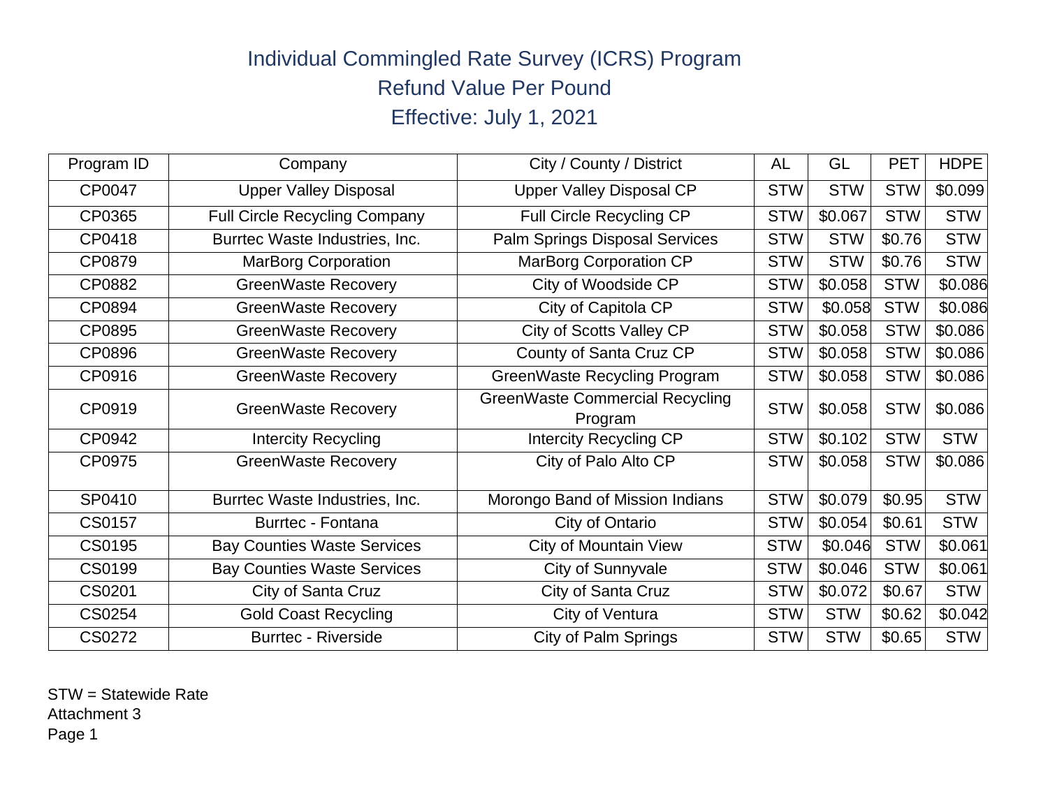# Individual Commingled Rate Survey (ICRS) Program
## Refund Value Per Pound
## Effective: July 1, 2021

| Program ID | Company | City / County / District | AL | GL | PET | HDPE |
|---|---|---|---|---|---|---|
| CP0047 | Upper Valley Disposal | Upper Valley Disposal CP | STW | STW | STW | $0.099 |
| CP0365 | Full Circle Recycling Company | Full Circle Recycling CP | STW | $0.067 | STW | STW |
| CP0418 | Burrtec Waste Industries, Inc. | Palm Springs Disposal Services | STW | STW | $0.76 | STW |
| CP0879 | MarBorg Corporation | MarBorg Corporation CP | STW | STW | $0.76 | STW |
| CP0882 | GreenWaste Recovery | City of Woodside CP | STW | $0.058 | STW | $0.086 |
| CP0894 | GreenWaste Recovery | City of Capitola CP | STW | $0.058 | STW | $0.086 |
| CP0895 | GreenWaste Recovery | City of Scotts Valley CP | STW | $0.058 | STW | $0.086 |
| CP0896 | GreenWaste Recovery | County of Santa Cruz CP | STW | $0.058 | STW | $0.086 |
| CP0916 | GreenWaste Recovery | GreenWaste Recycling Program | STW | $0.058 | STW | $0.086 |
| CP0919 | GreenWaste Recovery | GreenWaste Commercial Recycling Program | STW | $0.058 | STW | $0.086 |
| CP0942 | Intercity Recycling | Intercity Recycling CP | STW | $0.102 | STW | STW |
| CP0975 | GreenWaste Recovery | City of Palo Alto CP | STW | $0.058 | STW | $0.086 |
| SP0410 | Burrtec Waste Industries, Inc. | Morongo Band of Mission Indians | STW | $0.079 | $0.95 | STW |
| CS0157 | Burrtec - Fontana | City of Ontario | STW | $0.054 | $0.61 | STW |
| CS0195 | Bay Counties Waste Services | City of Mountain View | STW | $0.046 | STW | $0.061 |
| CS0199 | Bay Counties Waste Services | City of Sunnyvale | STW | $0.046 | STW | $0.061 |
| CS0201 | City of Santa Cruz | City of Santa Cruz | STW | $0.072 | $0.67 | STW |
| CS0254 | Gold Coast Recycling | City of Ventura | STW | STW | $0.62 | $0.042 |
| CS0272 | Burrtec - Riverside | City of Palm Springs | STW | STW | $0.65 | STW |

STW = Statewide Rate

Attachment 3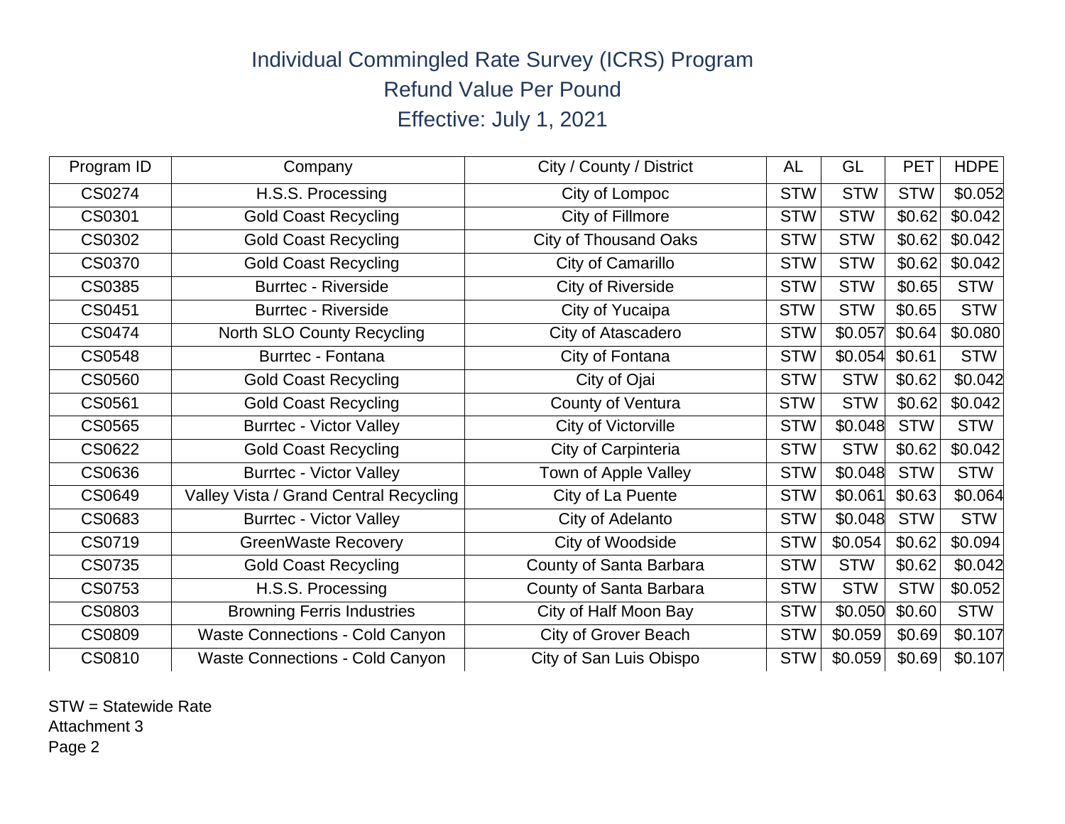# Individual Commingled Rate Survey (ICRS) Program

## Refund Value Per Pound

## Effective: July 1, 2021

| Program ID | Company | City / County / District | AL | GL | PET | HDPE |
| --- | --- | --- | --- | --- | --- | --- |
| CS0274 | H.S.S. Processing | City of Lompoc | STW | STW | STW | $0.052 |
| CS0301 | Gold Coast Recycling | City of Fillmore | STW | STW | $0.62 | $0.042 |
| CS0302 | Gold Coast Recycling | City of Thousand Oaks | STW | STW | $0.62 | $0.042 |
| CS0370 | Gold Coast Recycling | City of Camarillo | STW | STW | $0.62 | $0.042 |
| CS0385 | Burrtec - Riverside | City of Riverside | STW | STW | $0.65 | STW |
| CS0451 | Burrtec - Riverside | City of Yucaipa | STW | STW | $0.65 | STW |
| CS0474 | North SLO County Recycling | City of Atascadero | STW | $0.057 | $0.64 | $0.080 |
| CS0548 | Burrtec - Fontana | City of Fontana | STW | $0.054 | $0.61 | STW |
| CS0560 | Gold Coast Recycling | City of Ojai | STW | STW | $0.62 | $0.042 |
| CS0561 | Gold Coast Recycling | County of Ventura | STW | STW | $0.62 | $0.042 |
| CS0565 | Burrtec - Victor Valley | City of Victorville | STW | $0.048 | STW | STW |
| CS0622 | Gold Coast Recycling | City of Carpinteria | STW | STW | $0.62 | $0.042 |
| CS0636 | Burrtec - Victor Valley | Town of Apple Valley | STW | $0.048 | STW | STW |
| CS0649 | Valley Vista / Grand Central Recycling | City of La Puente | STW | $0.061 | $0.63 | $0.064 |
| CS0683 | Burrtec - Victor Valley | City of Adelanto | STW | $0.048 | STW | STW |
| CS0719 | GreenWaste Recovery | City of Woodside | STW | $0.054 | $0.62 | $0.094 |
| CS0735 | Gold Coast Recycling | County of Santa Barbara | STW | STW | $0.62 | $0.042 |
| CS0753 | H.S.S. Processing | County of Santa Barbara | STW | STW | STW | $0.052 |
| CS0803 | Browning Ferris Industries | City of Half Moon Bay | STW | $0.050 | $0.60 | STW |
| CS0809 | Waste Connections - Cold Canyon | City of Grover Beach | STW | $0.059 | $0.69 | $0.107 |
| CS0810 | Waste Connections - Cold Canyon | City of San Luis Obispo | STW | $0.059 | $0.69 | $0.107 |

STW = Statewide Rate

Attachment 3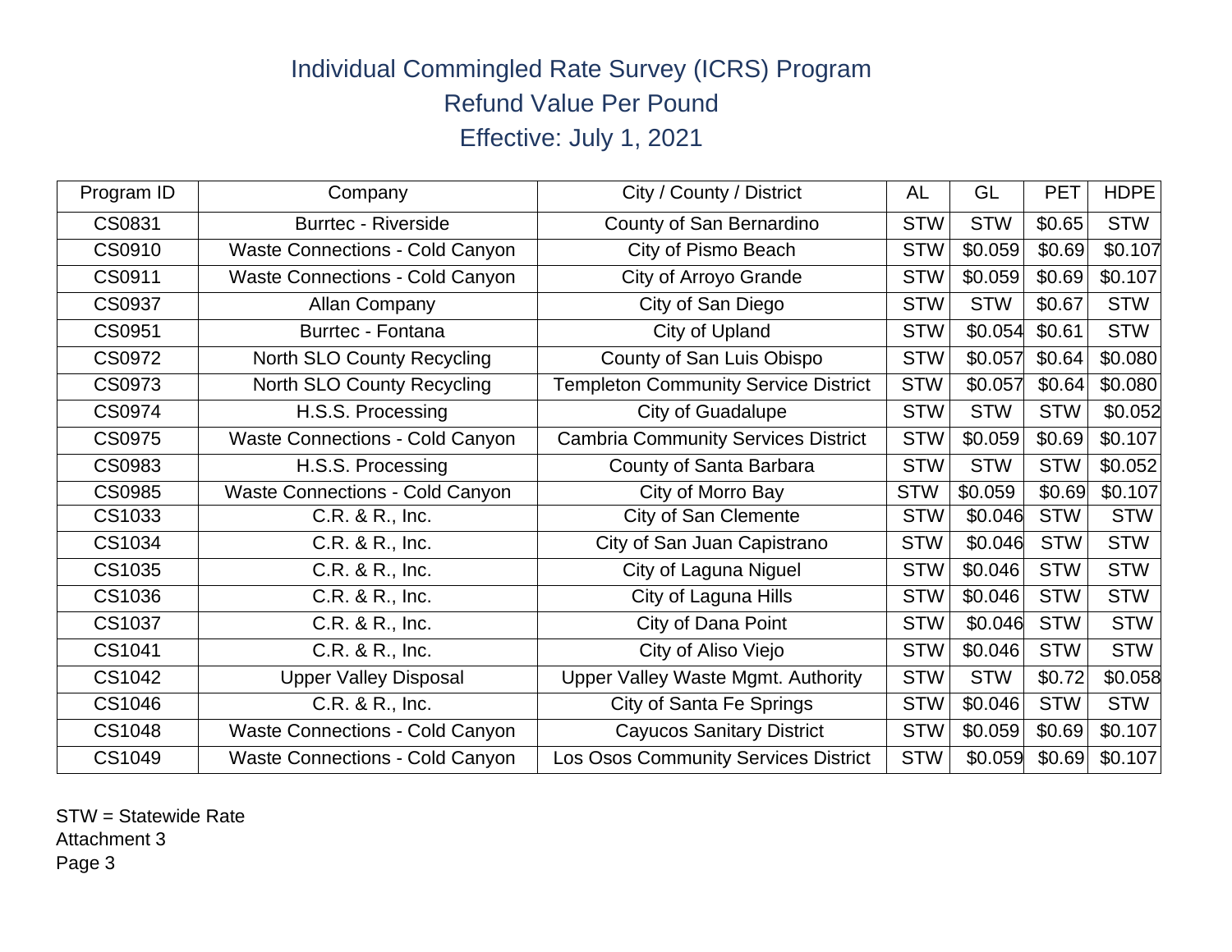# Individual Commingled Rate Survey (ICRS) Program
## Refund Value Per Pound
## Effective: July 1, 2021

| Program ID | Company | City / County / District | AL | GL | PET | HDPE |
|---|---|---|---|---|---|---|
| CS0831 | Burrtec - Riverside | County of San Bernardino | STW | STW | $0.65 | STW |
| CS0910 | Waste Connections - Cold Canyon | City of Pismo Beach | STW | $0.059 | $0.69 | $0.107 |
| CS0911 | Waste Connections - Cold Canyon | City of Arroyo Grande | STW | $0.059 | $0.69 | $0.107 |
| CS0937 | Allan Company | City of San Diego | STW | STW | $0.67 | STW |
| CS0951 | Burrtec - Fontana | City of Upland | STW | $0.054 | $0.61 | STW |
| CS0972 | North SLO County Recycling | County of San Luis Obispo | STW | $0.057 | $0.64 | $0.080 |
| CS0973 | North SLO County Recycling | Templeton Community Service District | STW | $0.057 | $0.64 | $0.080 |
| CS0974 | H.S.S. Processing | City of Guadalupe | STW | STW | STW | $0.052 |
| CS0975 | Waste Connections - Cold Canyon | Cambria Community Services District | STW | $0.059 | $0.69 | $0.107 |
| CS0983 | H.S.S. Processing | County of Santa Barbara | STW | STW | STW | $0.052 |
| CS0985 | Waste Connections - Cold Canyon | City of Morro Bay | STW | $0.059 | $0.69 | $0.107 |
| CS1033 | C.R. & R., Inc. | City of San Clemente | STW | $0.046 | STW | STW |
| CS1034 | C.R. & R., Inc. | City of San Juan Capistrano | STW | $0.046 | STW | STW |
| CS1035 | C.R. & R., Inc. | City of Laguna Niguel | STW | $0.046 | STW | STW |
| CS1036 | C.R. & R., Inc. | City of Laguna Hills | STW | $0.046 | STW | STW |
| CS1037 | C.R. & R., Inc. | City of Dana Point | STW | $0.046 | STW | STW |
| CS1041 | C.R. & R., Inc. | City of Aliso Viejo | STW | $0.046 | STW | STW |
| CS1042 | Upper Valley Disposal | Upper Valley Waste Mgmt. Authority | STW | STW | $0.72 | $0.058 |
| CS1046 | C.R. & R., Inc. | City of Santa Fe Springs | STW | $0.046 | STW | STW |
| CS1048 | Waste Connections - Cold Canyon | Cayucos Sanitary District | STW | $0.059 | $0.69 | $0.107 |
| CS1049 | Waste Connections - Cold Canyon | Los Osos Community Services District | STW | $0.059 | $0.69 | $0.107 |

STW = Statewide Rate
Attachment 3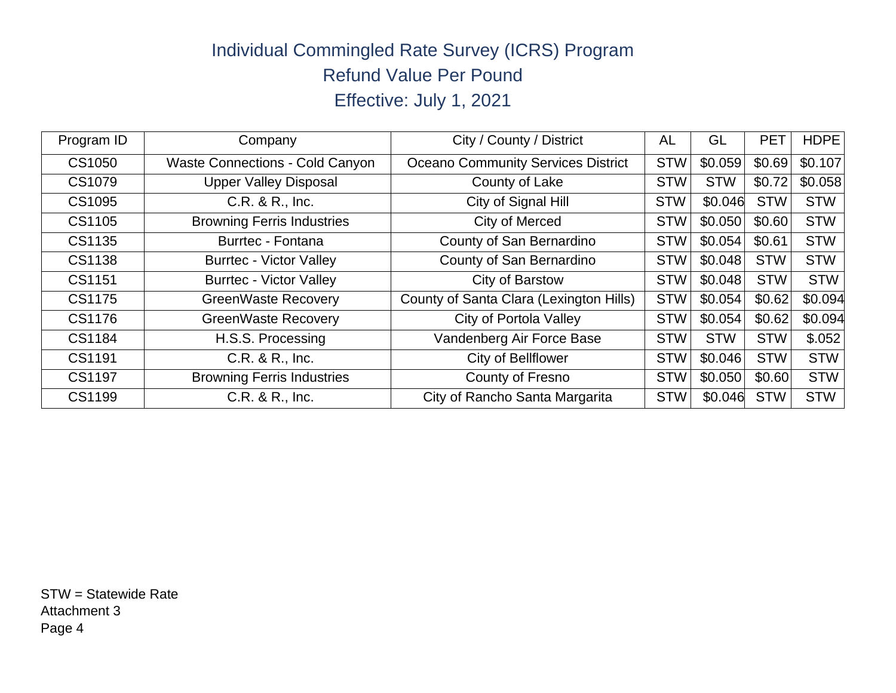# Individual Commingled Rate Survey (ICRS) Program

## Refund Value Per Pound

## Effective: July 1, 2021

| Program ID | Company | City / County / District | AL | GL | PET | HDPE |
|---|---|---|---|---|---|---|
| CS1050 | Waste Connections - Cold Canyon | Oceano Community Services District | STW | $0.059 | $0.69 | $0.107 |
| CS1079 | Upper Valley Disposal | County of Lake | STW | STW | $0.72 | $0.058 |
| CS1095 | C.R. & R., Inc. | City of Signal Hill | STW | $0.046 | STW | STW |
| CS1105 | Browning Ferris Industries | City of Merced | STW | $0.050 | $0.60 | STW |
| CS1135 | Burrtec - Fontana | County of San Bernardino | STW | $0.054 | $0.61 | STW |
| CS1138 | Burrtec - Victor Valley | County of San Bernardino | STW | $0.048 | STW | STW |
| CS1151 | Burrtec - Victor Valley | City of Barstow | STW | $0.048 | STW | STW |
| CS1175 | GreenWaste Recovery | County of Santa Clara (Lexington Hills) | STW | $0.054 | $0.62 | $0.094 |
| CS1176 | GreenWaste Recovery | City of Portola Valley | STW | $0.054 | $0.62 | $0.094 |
| CS1184 | H.S.S. Processing | Vandenberg Air Force Base | STW | STW | STW | $.052 |
| CS1191 | C.R. & R., Inc. | City of Bellflower | STW | $0.046 | STW | STW |
| CS1197 | Browning Ferris Industries | County of Fresno | STW | $0.050 | $0.60 | STW |
| CS1199 | C.R. & R., Inc. | City of Rancho Santa Margarita | STW | $0.046 | STW | STW |

STW = Statewide Rate
Attachment 3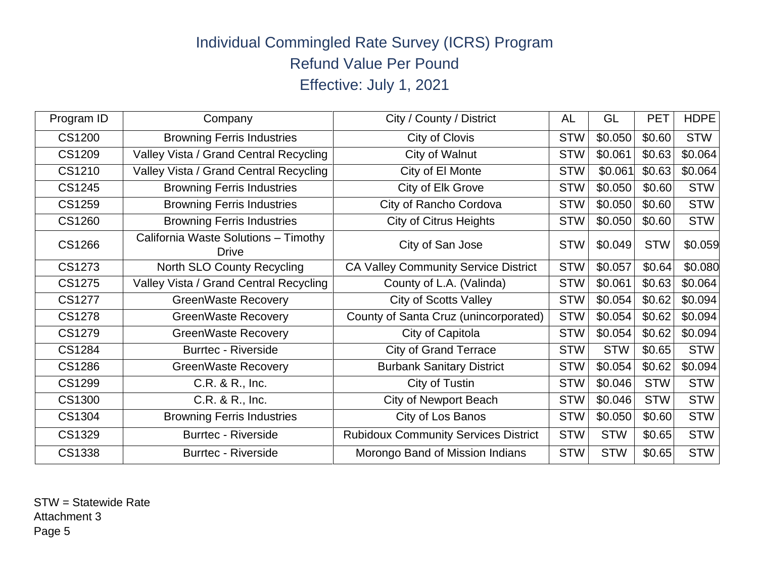# Individual Commingled Rate Survey (ICRS) Program

## Refund Value Per Pound

## Effective: July 1, 2021

| Program ID | Company | City / County / District | AL | GL | PET | HDPE |
|---|---|---|---|---|---|---|
| CS1200 | Browning Ferris Industries | City of Clovis | STW | $0.050 | $0.60 | STW |
| CS1209 | Valley Vista / Grand Central Recycling | City of Walnut | STW | $0.061 | $0.63 | $0.064 |
| CS1210 | Valley Vista / Grand Central Recycling | City of El Monte | STW | $0.061 | $0.63 | $0.064 |
| CS1245 | Browning Ferris Industries | City of Elk Grove | STW | $0.050 | $0.60 | STW |
| CS1259 | Browning Ferris Industries | City of Rancho Cordova | STW | $0.050 | $0.60 | STW |
| CS1260 | Browning Ferris Industries | City of Citrus Heights | STW | $0.050 | $0.60 | STW |
| CS1266 | California Waste Solutions – Timothy Drive | City of San Jose | STW | $0.049 | STW | $0.059 |
| CS1273 | North SLO County Recycling | CA Valley Community Service District | STW | $0.057 | $0.64 | $0.080 |
| CS1275 | Valley Vista / Grand Central Recycling | County of L.A. (Valinda) | STW | $0.061 | $0.63 | $0.064 |
| CS1277 | GreenWaste Recovery | City of Scotts Valley | STW | $0.054 | $0.62 | $0.094 |
| CS1278 | GreenWaste Recovery | County of Santa Cruz (unincorporated) | STW | $0.054 | $0.62 | $0.094 |
| CS1279 | GreenWaste Recovery | City of Capitola | STW | $0.054 | $0.62 | $0.094 |
| CS1284 | Burrtec - Riverside | City of Grand Terrace | STW | STW | $0.65 | STW |
| CS1286 | GreenWaste Recovery | Burbank Sanitary District | STW | $0.054 | $0.62 | $0.094 |
| CS1299 | C.R. & R., Inc. | City of Tustin | STW | $0.046 | STW | STW |
| CS1300 | C.R. & R., Inc. | City of Newport Beach | STW | $0.046 | STW | STW |
| CS1304 | Browning Ferris Industries | City of Los Banos | STW | $0.050 | $0.60 | STW |
| CS1329 | Burrtec - Riverside | Rubidoux Community Services District | STW | STW | $0.65 | STW |
| CS1338 | Burrtec - Riverside | Morongo Band of Mission Indians | STW | STW | $0.65 | STW |

STW = Statewide Rate
Attachment 3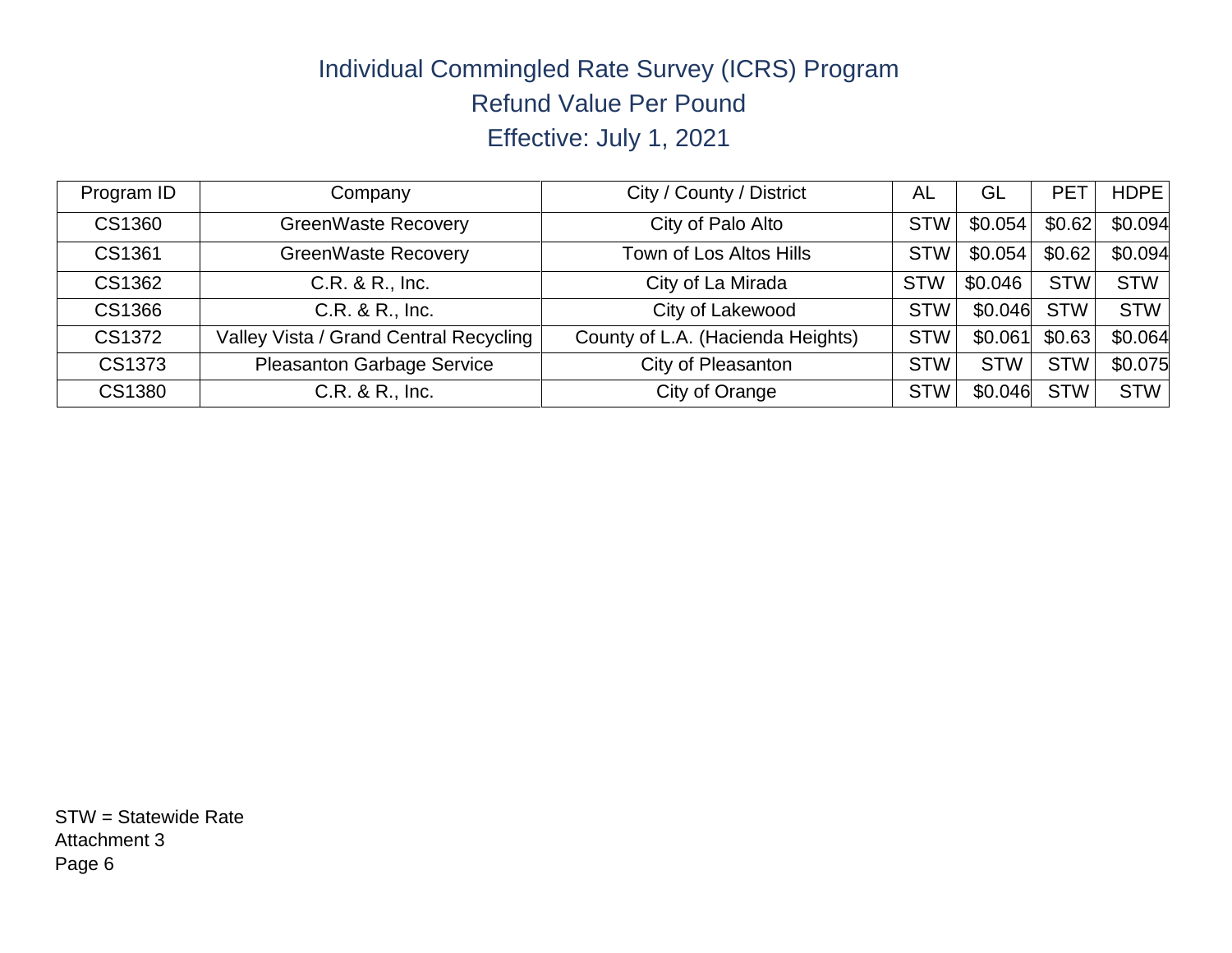# Individual Commingled Rate Survey (ICRS) Program

## Refund Value Per Pound

## Effective: July 1, 2021

| Program ID | Company | City / County / District | AL | GL | PET | HDPE |
|---|---|---|---|---|---|---|
| CS1360 | GreenWaste Recovery | City of Palo Alto | STW | $0.054 | $0.62 | $0.094 |
| CS1361 | GreenWaste Recovery | Town of Los Altos Hills | STW | $0.054 | $0.62 | $0.094 |
| CS1362 | C.R. & R., Inc. | City of La Mirada | STW | $0.046 | STW | STW |
| CS1366 | C.R. & R., Inc. | City of Lakewood | STW | $0.046 | STW | STW |
| CS1372 | Valley Vista / Grand Central Recycling | County of L.A. (Hacienda Heights) | STW | $0.061 | $0.63 | $0.064 |
| CS1373 | Pleasanton Garbage Service | City of Pleasanton | STW | STW | STW | $0.075 |
| CS1380 | C.R. & R., Inc. | City of Orange | STW | $0.046 | STW | STW |

STW = Statewide Rate

Attachment 3